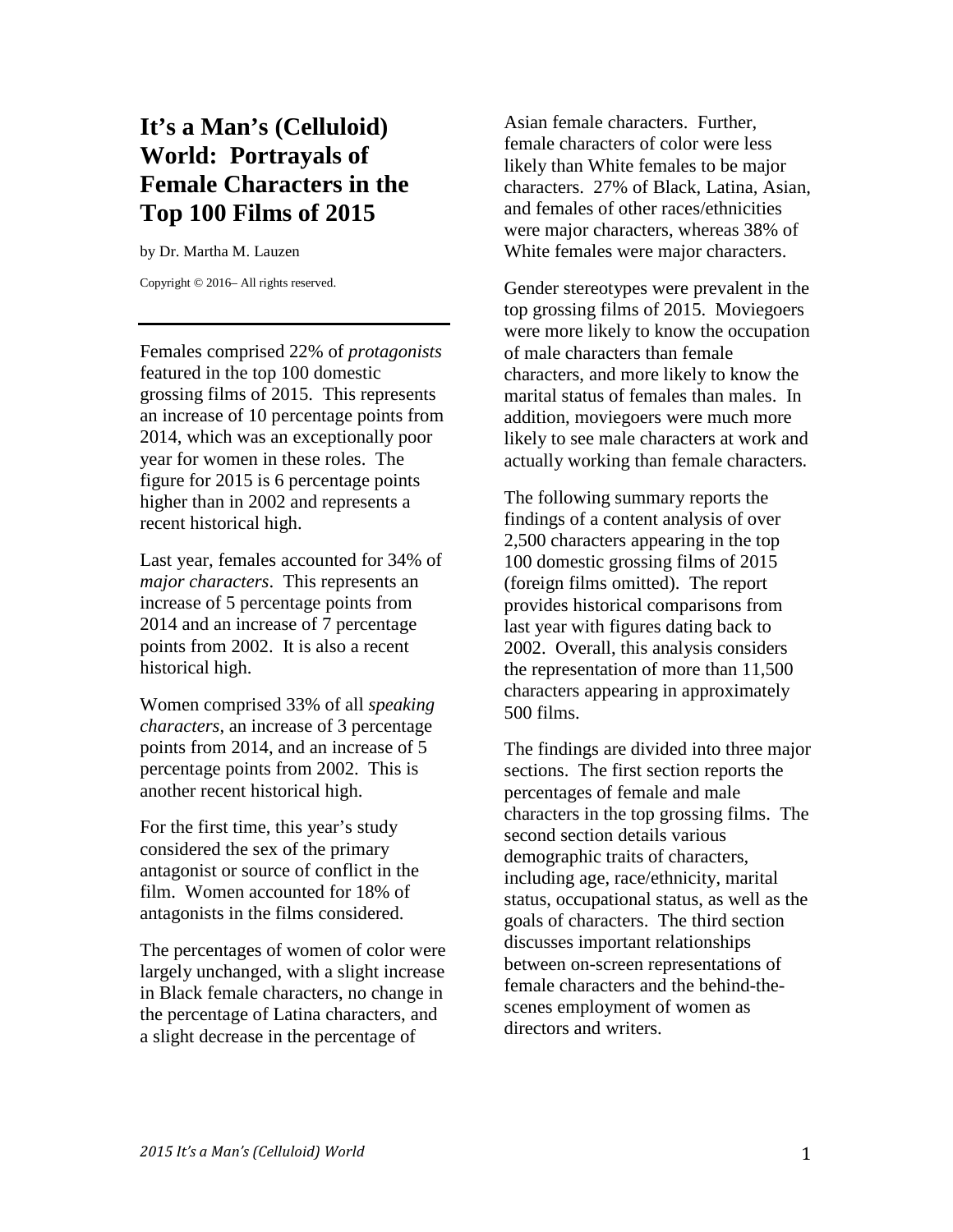# It's a Man's (Celluloid) World: Portrayals of Female Characters in the Top 100 Films of 2015

by Dr. Martha M. Lauzen

Copyright © 2016– All rights reserved.

---

Females comprised 22% of *protagonists* featured in the top 100 domestic grossing films of 2015. This represents an increase of 10 percentage points from 2014, which was an exceptionally poor year for women in these roles. The figure for 2015 is 6 percentage points higher than in 2002 and represents a recent historical high.

Last year, females accounted for 34% of *major characters*. This represents an increase of 5 percentage points from 2014 and an increase of 7 percentage points from 2002. It is also a recent historical high.

Women comprised 33% of all *speaking characters*, an increase of 3 percentage points from 2014, and an increase of 5 percentage points from 2002. This is another recent historical high.

For the first time, this year's study considered the sex of the primary antagonist or source of conflict in the film. Women accounted for 18% of antagonists in the films considered.

The percentages of women of color were largely unchanged, with a slight increase in Black female characters, no change in the percentage of Latina characters, and a slight decrease in the percentage of Asian female characters. Further, female characters of color were less likely than White females to be major characters. 27% of Black, Latina, Asian, and females of other races/ethnicities were major characters, whereas 38% of White females were major characters.

Gender stereotypes were prevalent in the top grossing films of 2015. Moviegoers were more likely to know the occupation of male characters than female characters, and more likely to know the marital status of females than males. In addition, moviegoers were much more likely to see male characters at work and actually working than female characters.

The following summary reports the findings of a content analysis of over 2,500 characters appearing in the top 100 domestic grossing films of 2015 (foreign films omitted). The report provides historical comparisons from last year with figures dating back to 2002. Overall, this analysis considers the representation of more than 11,500 characters appearing in approximately 500 films.

The findings are divided into three major sections. The first section reports the percentages of female and male characters in the top grossing films. The second section details various demographic traits of characters, including age, race/ethnicity, marital status, occupational status, as well as the goals of characters. The third section discusses important relationships between on-screen representations of female characters and the behind-the-scenes employment of women as directors and writers.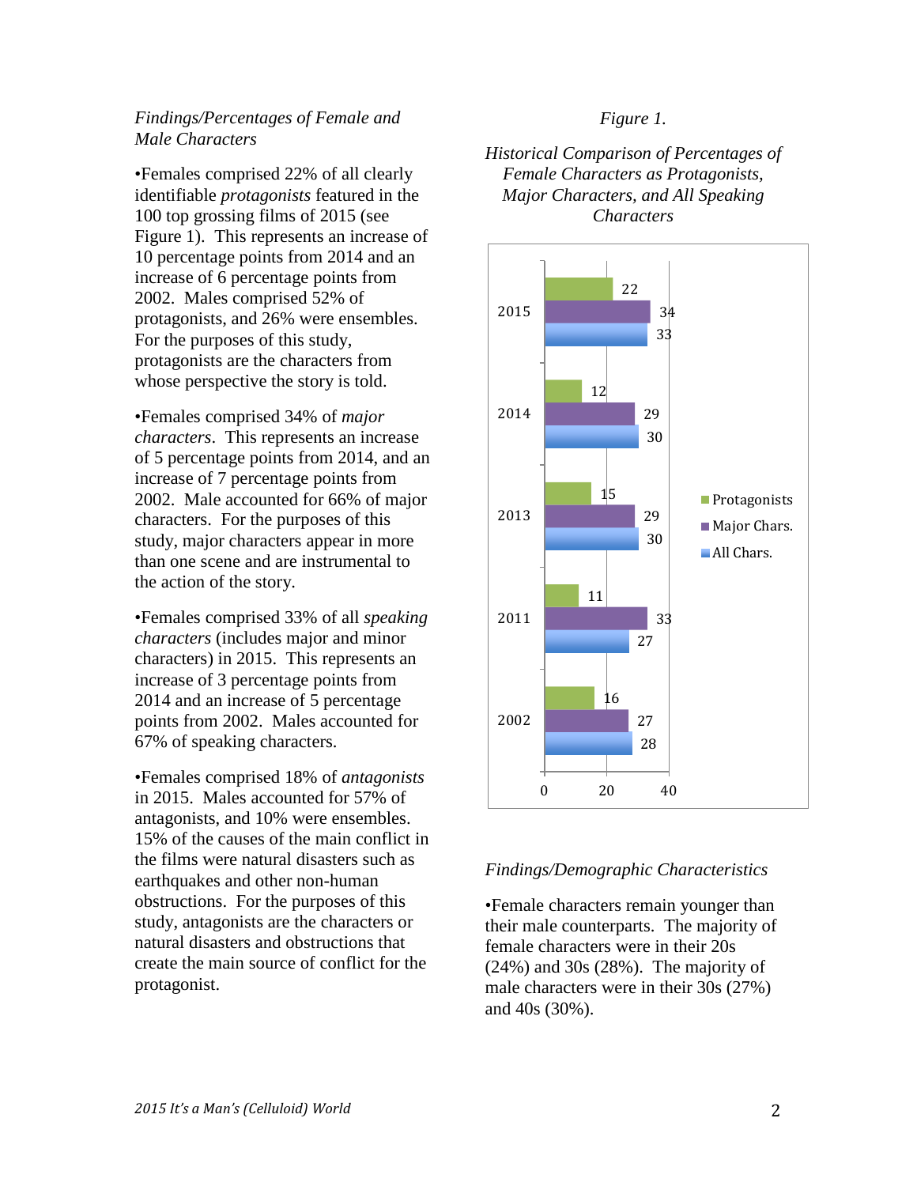*Findings/Percentages of Female and Male Characters*

•Females comprised 22% of all clearly identifiable *protagonists* featured in the 100 top grossing films of 2015 (see Figure 1). This represents an increase of 10 percentage points from 2014 and an increase of 6 percentage points from 2002. Males comprised 52% of protagonists, and 26% were ensembles. For the purposes of this study, protagonists are the characters from whose perspective the story is told.

•Females comprised 34% of *major characters*. This represents an increase of 5 percentage points from 2014, and an increase of 7 percentage points from 2002. Male accounted for 66% of major characters. For the purposes of this study, major characters appear in more than one scene and are instrumental to the action of the story.

•Females comprised 33% of all *speaking characters* (includes major and minor characters) in 2015. This represents an increase of 3 percentage points from 2014 and an increase of 5 percentage points from 2002. Males accounted for 67% of speaking characters.

•Females comprised 18% of *antagonists* in 2015. Males accounted for 57% of antagonists, and 10% were ensembles. 15% of the causes of the main conflict in the films were natural disasters such as earthquakes and other non-human obstructions. For the purposes of this study, antagonists are the characters or natural disasters and obstructions that create the main source of conflict for the protagonist.

*Figure 1.*

*Historical Comparison of Percentages of Female Characters as Protagonists, Major Characters, and All Speaking Characters*

| Year | Protagonists | Major Chars. | All Chars. |
|---|---|---|---|
| 2015 | 22 | 34 | 33 |
| 2014 | 12 | 29 | 30 |
| 2013 | 15 | 29 | 30 |
| 2011 | 11 | 33 | 27 |
| 2002 | 16 | 27 | 28 |

*Findings/Demographic Characteristics*

•Female characters remain younger than their male counterparts. The majority of female characters were in their 20s (24%) and 30s (28%). The majority of male characters were in their 30s (27%) and 40s (30%).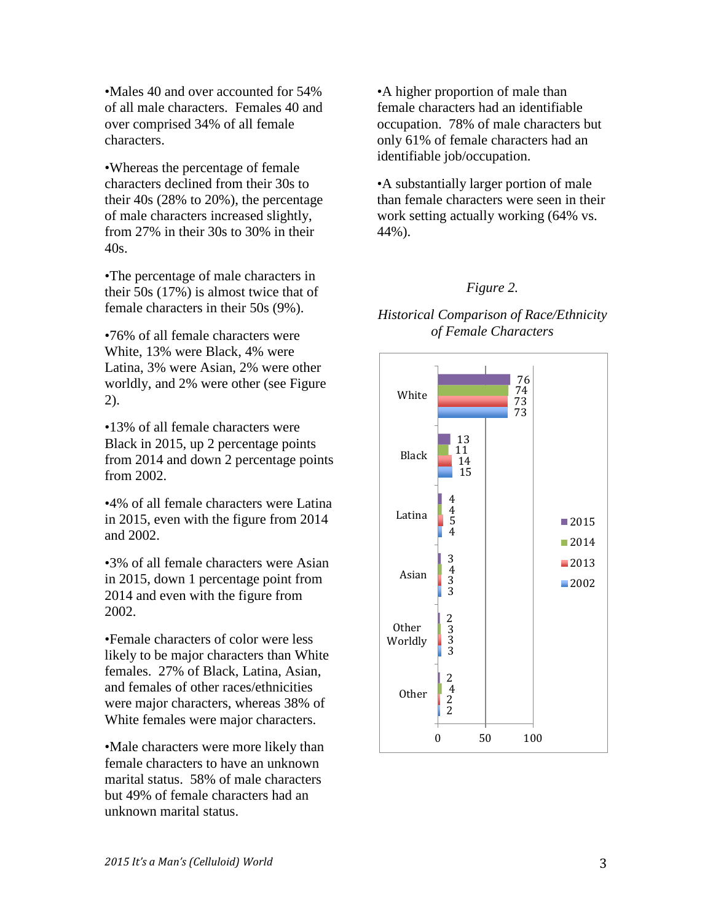•Males 40 and over accounted for 54% of all male characters. Females 40 and over comprised 34% of all female characters.

•Whereas the percentage of female characters declined from their 30s to their 40s (28% to 20%), the percentage of male characters increased slightly, from 27% in their 30s to 30% in their 40s.

•The percentage of male characters in their 50s (17%) is almost twice that of female characters in their 50s (9%).

•76% of all female characters were White, 13% were Black, 4% were Latina, 3% were Asian, 2% were other worldly, and 2% were other (see Figure 2).

•13% of all female characters were Black in 2015, up 2 percentage points from 2014 and down 2 percentage points from 2002.

•4% of all female characters were Latina in 2015, even with the figure from 2014 and 2002.

•3% of all female characters were Asian in 2015, down 1 percentage point from 2014 and even with the figure from 2002.

•Female characters of color were less likely to be major characters than White females. 27% of Black, Latina, Asian, and females of other races/ethnicities were major characters, whereas 38% of White females were major characters.

•Male characters were more likely than female characters to have an unknown marital status. 58% of male characters but 49% of female characters had an unknown marital status.

•A higher proportion of male than female characters had an identifiable occupation. 78% of male characters but only 61% of female characters had an identifiable job/occupation.

•A substantially larger portion of male than female characters were seen in their work setting actually working (64% vs. 44%).

*Figure 2.*

*Historical Comparison of Race/Ethnicity of Female Characters*

| | 2015 | 2014 | 2013 | 2002 |
|---|---|---|---|---|
| White | 76 | 74 | 73 | 73 |
| Black | 13 | 11 | 14 | 15 |
| Latina | 4 | 4 | 5 | 4 |
| Asian | 3 | 4 | 3 | 3 |
| Other Worldly | 2 | 3 | 3 | 3 |
| Other | 2 | 4 | 2 | 2 |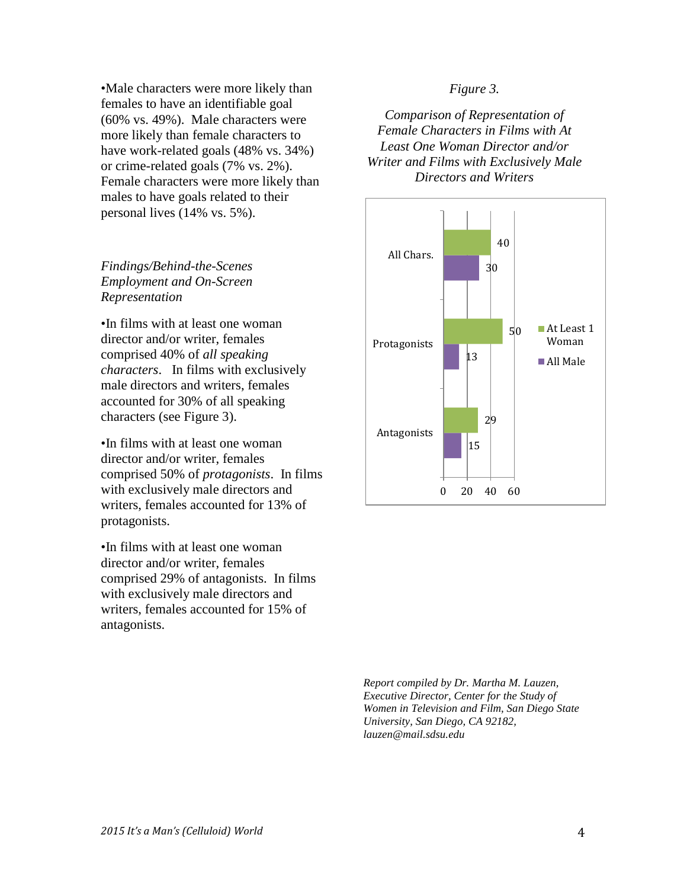•Male characters were more likely than females to have an identifiable goal (60% vs. 49%). Male characters were more likely than female characters to have work-related goals (48% vs. 34%) or crime-related goals (7% vs. 2%). Female characters were more likely than males to have goals related to their personal lives (14% vs. 5%).

*Findings/Behind-the-Scenes Employment and On-Screen Representation*

•In films with at least one woman director and/or writer, females comprised 40% of *all speaking characters*. In films with exclusively male directors and writers, females accounted for 30% of all speaking characters (see Figure 3).

•In films with at least one woman director and/or writer, females comprised 50% of *protagonists*. In films with exclusively male directors and writers, females accounted for 13% of protagonists.

•In films with at least one woman director and/or writer, females comprised 29% of antagonists. In films with exclusively male directors and writers, females accounted for 15% of antagonists.

*Figure 3.*

*Comparison of Representation of Female Characters in Films with At Least One Woman Director and/or Writer and Films with Exclusively Male Directors and Writers*

All Chars.
40
30
Protagonists
50
13
Antagonists
29
15
0 20 40 60
At Least 1 Woman
All Male

*Report compiled by Dr. Martha M. Lauzen, Executive Director, Center for the Study of Women in Television and Film, San Diego State University, San Diego, CA 92182, lauzen@mail.sdsu.edu*